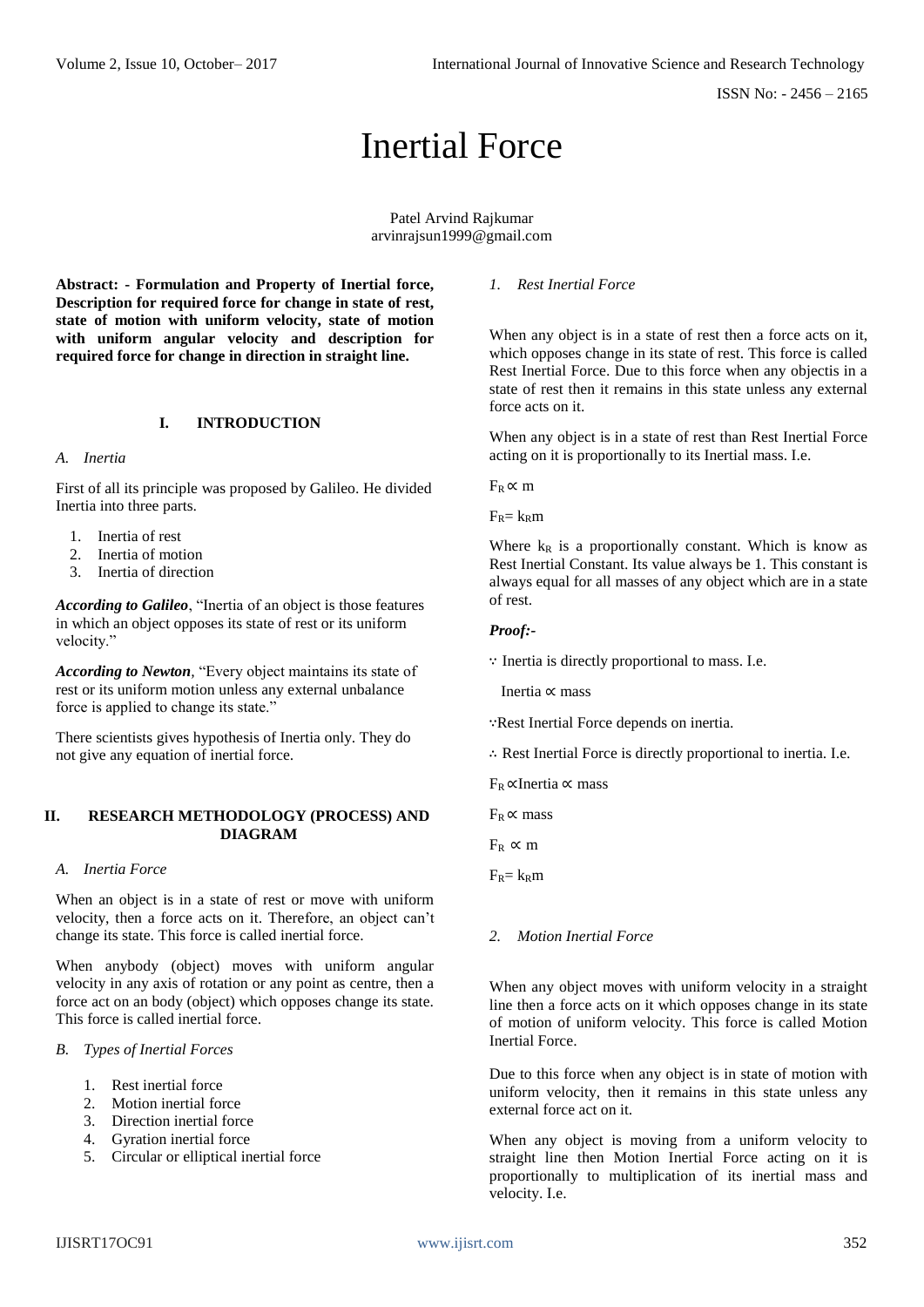# Inertial Force

Patel Arvind Rajkumar
arvinrajsun1999@gmail.com

**Abstract: - Formulation and Property of Inertial force, Description for required force for change in state of rest, state of motion with uniform velocity, state of motion with uniform angular velocity and description for required force for change in direction in straight line.**

## I. INTRODUCTION

### *A. Inertia*

First of all its principle was proposed by Galileo. He divided Inertia into three parts.

1. Inertia of rest
2. Inertia of motion
3. Inertia of direction

***According to Galileo***, "Inertia of an object is those features in which an object opposes its state of rest or its uniform velocity."

***According to Newton***, "Every object maintains its state of rest or its uniform motion unless any external unbalance force is applied to change its state."

There scientists gives hypothesis of Inertia only. They do not give any equation of inertial force.

## II. RESEARCH METHODOLOGY (PROCESS) AND DIAGRAM

### *A. Inertia Force*

When an object is in a state of rest or move with uniform velocity, then a force acts on it. Therefore, an object can't change its state. This force is called inertial force.

When anybody (object) moves with uniform angular velocity in any axis of rotation or any point as centre, then a force act on an body (object) which opposes change its state. This force is called inertial force.

### *B. Types of Inertial Forces*

1. Rest inertial force
2. Motion inertial force
3. Direction inertial force
4. Gyration inertial force
5. Circular or elliptical inertial force

#### *1. Rest Inertial Force*

When any object is in a state of rest then a force acts on it, which opposes change in its state of rest. This force is called Rest Inertial Force. Due to this force when any objectis in a state of rest then it remains in this state unless any external force acts on it.

When any object is in a state of rest than Rest Inertial Force acting on it is proportionally to its Inertial mass. I.e.

$F_R \propto m$

$F_R = k_R m$

Where $k_R$ is a proportionally constant. Which is know as Rest Inertial Constant. Its value always be 1. This constant is always equal for all masses of any object which are in a state of rest.

***Proof:-***

∵ Inertia is directly proportional to mass. I.e.

Inertia ∝ mass

∵Rest Inertial Force depends on inertia.

∴ Rest Inertial Force is directly proportional to inertia. I.e.

$F_R \propto$ Inertia $\propto$ mass

$F_R \propto$ mass

$F_R \propto m$

$F_R = k_R m$

#### *2. Motion Inertial Force*

When any object moves with uniform velocity in a straight line then a force acts on it which opposes change in its state of motion of uniform velocity. This force is called Motion Inertial Force.

Due to this force when any object is in state of motion with uniform velocity, then it remains in this state unless any external force act on it.

When any object is moving from a uniform velocity to straight line then Motion Inertial Force acting on it is proportionally to multiplication of its inertial mass and velocity. I.e.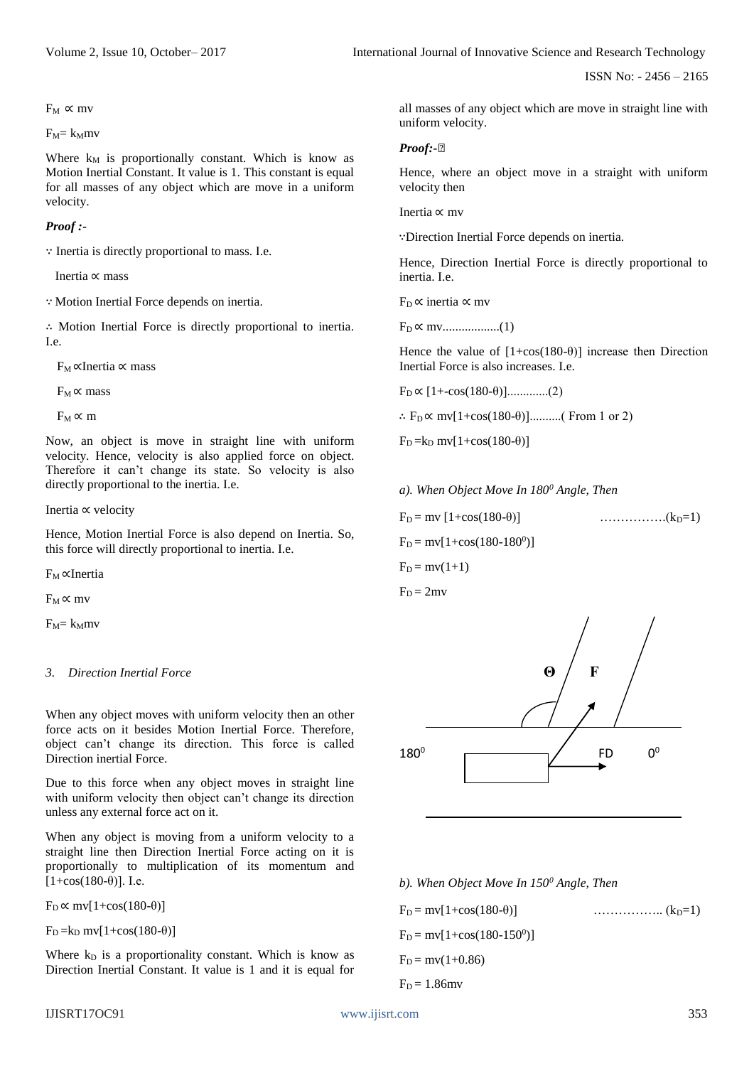$F_M \propto mv$

$F_M = k_M mv$

Where $k_M$ is proportionally constant. Which is know as Motion Inertial Constant. It value is 1. This constant is equal for all masses of any object which are move in a uniform velocity.

***Proof :-***

∵ Inertia is directly proportional to mass. I.e.

Inertia ∝ mass

∵ Motion Inertial Force depends on inertia.

∴ Motion Inertial Force is directly proportional to inertia. I.e.

$F_M \propto$ Inertia $\propto$ mass

$F_M \propto$ mass

$F_M \propto m$

Now, an object is move in straight line with uniform velocity. Hence, velocity is also applied force on object. Therefore it can't change its state. So velocity is also directly proportional to the inertia. I.e.

Inertia ∝ velocity

Hence, Motion Inertial Force is also depend on Inertia. So, this force will directly proportional to inertia. I.e.

$F_M \propto$ Inertia

$F_M \propto mv$

$F_M = k_M mv$

### 3. *Direction Inertial Force*

When any object moves with uniform velocity then an other force acts on it besides Motion Inertial Force. Therefore, object can't change its direction. This force is called Direction inertial Force.

Due to this force when any object moves in straight line with uniform velocity then object can't change its direction unless any external force act on it.

When any object is moving from a uniform velocity to a straight line then Direction Inertial Force acting on it is proportionally to multiplication of its momentum and $[1+\cos(180-\theta)]$. I.e.

$F_D \propto mv[1+\cos(180-\theta)]$

$F_D = k_D \, mv[1+\cos(180-\theta)]$

Where $k_D$ is a proportionality constant. Which is know as Direction Inertial Constant. It value is 1 and it is equal for all masses of any object which are move in straight line with uniform velocity.

***Proof:-***

Hence, where an object move in a straight with uniform velocity then

Inertia ∝ mv

∵Direction Inertial Force depends on inertia.

Hence, Direction Inertial Force is directly proportional to inertia. I.e.

$F_D \propto$ inertia $\propto mv$

$F_D \propto mv$..................(1)

Hence the value of $[1+\cos(180-\theta)]$ increase then Direction Inertial Force is also increases. I.e.

$F_D \propto [1+-\cos(180-\theta)]$.............(2)

∴ $F_D \propto mv[1+\cos(180-\theta)]$..........( From 1 or 2)

$F_D = k_D \, mv[1+\cos(180-\theta)]$

*a). When Object Move In $180^0$ Angle, Then*

$F_D = mv\,[1+\cos(180-\theta)]$ …………….($k_D$=1)

$F_D = mv[1+\cos(180-180^0)]$

$F_D = mv(1+1)$

$F_D = 2mv$

Θ F

$180^0$ FD $0^0$

*b). When Object Move In $150^0$ Angle, Then*

$F_D = mv[1+\cos(180-\theta)]$ …………….. ($k_D$=1)

$F_D = mv[1+\cos(180-150^0)]$

$F_D = mv(1+0.86)$

$F_D = 1.86mv$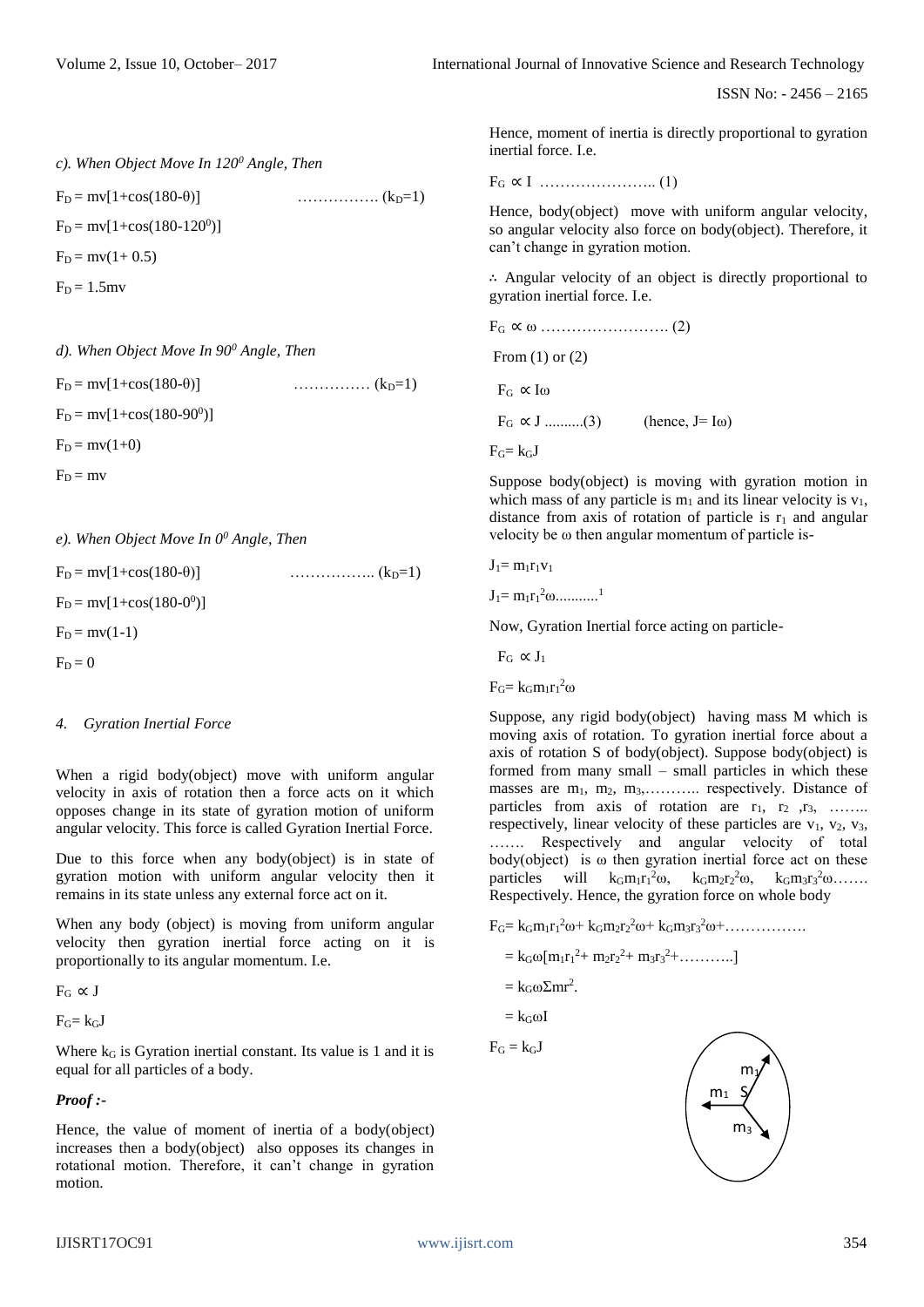*c). When Object Move In $120^0$ Angle, Then*

$F_D = mv[1+\cos(180-\theta)]$ ……………. ($k_D$=1)

$F_D = mv[1+\cos(180-120^0)]$

$F_D = mv(1+ 0.5)$

$F_D = 1.5mv$

*d). When Object Move In $90^0$ Angle, Then*

$F_D = mv[1+\cos(180-\theta)]$ …………… ($k_D$=1)

$F_D = mv[1+\cos(180-90^0)]$

$F_D = mv(1+0)$

$F_D = mv$

*e). When Object Move In $0^0$ Angle, Then*

$F_D = mv[1+\cos(180-\theta)]$ …………….. ($k_D$=1)

$F_D = mv[1+\cos(180-0^0)]$

$F_D = mv(1-1)$

$F_D = 0$

### *4. Gyration Inertial Force*

When a rigid body(object) move with uniform angular velocity in axis of rotation then a force acts on it which opposes change in its state of gyration motion of uniform angular velocity. This force is called Gyration Inertial Force.

Due to this force when any body(object) is in state of gyration motion with uniform angular velocity then it remains in its state unless any external force act on it.

When any body (object) is moving from uniform angular velocity then gyration inertial force acting on it is proportionally to its angular momentum. I.e.

$F_G \propto J$

$F_G = k_G J$

Where $k_G$ is Gyration inertial constant. Its value is 1 and it is equal for all particles of a body.

***Proof :-***

Hence, the value of moment of inertia of a body(object) increases then a body(object) also opposes its changes in rotational motion. Therefore, it can't change in gyration motion.

Hence, moment of inertia is directly proportional to gyration inertial force. I.e.

$F_G \propto I$ ………………….. (1)

Hence, body(object) move with uniform angular velocity, so angular velocity also force on body(object). Therefore, it can't change in gyration motion.

∴ Angular velocity of an object is directly proportional to gyration inertial force. I.e.

$F_G \propto \omega$ ……………………. (2)

From (1) or (2)

$F_G \propto I\omega$

$F_G \propto J$ ..........(3) (hence, $J= I\omega$)

$F_G = k_G J$

Suppose body(object) is moving with gyration motion in which mass of any particle is $m_1$ and its linear velocity is $v_1$, distance from axis of rotation of particle is $r_1$ and angular velocity be $\omega$ then angular momentum of particle is-

$J_1 = m_1 r_1 v_1$

$J_1 = m_1 r_1^2 \omega$...........1

Now, Gyration Inertial force acting on particle-

$F_G \propto J_1$

$F_G = k_G m_1 r_1^2 \omega$

Suppose, any rigid body(object) having mass M which is moving axis of rotation. To gyration inertial force about a axis of rotation S of body(object). Suppose body(object) is formed from many small – small particles in which these masses are $m_1$, $m_2$, $m_3$,……….. respectively. Distance of particles from axis of rotation are $r_1$, $r_2$, $r_3$, …….. respectively, linear velocity of these particles are $v_1$, $v_2$, $v_3$, ……. Respectively and angular velocity of total body(object) is $\omega$ then gyration inertial force act on these particles will $k_G m_1 r_1^2 \omega$, $k_G m_2 r_2^2 \omega$, $k_G m_3 r_3^2 \omega$……. Respectively. Hence, the gyration force on whole body

$F_G = k_G m_1 r_1^2 \omega + k_G m_2 r_2^2 \omega + k_G m_3 r_3^2 \omega + \ldots\ldots\ldots\ldots$

$= k_G \omega [m_1 r_1^2 + m_2 r_2^2 + m_3 r_3^2 + \ldots\ldots\ldots]$

$= k_G \omega \Sigma m r^2.$

$= k_G \omega I$

$F_G = k_G J$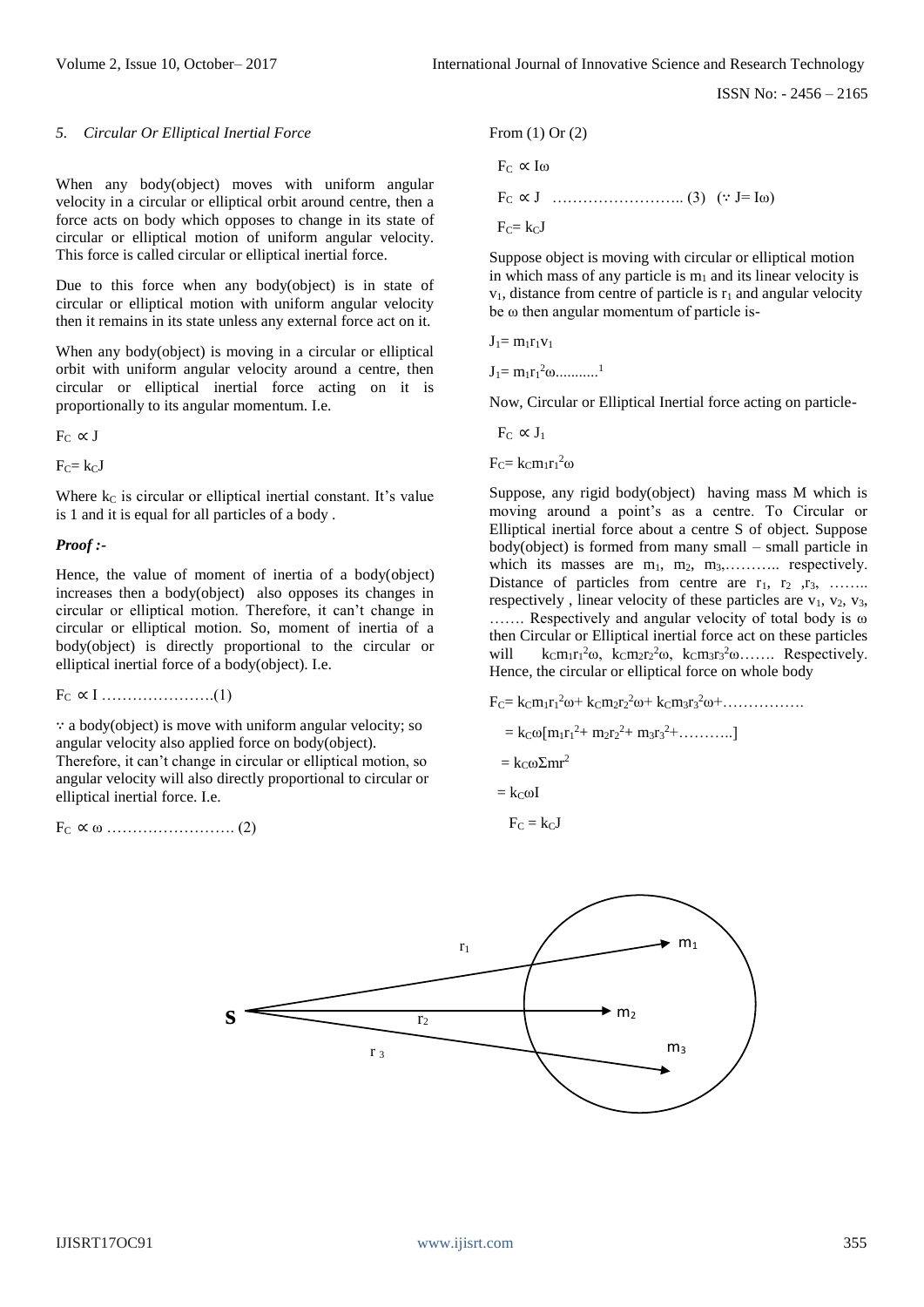### 5. *Circular Or Elliptical Inertial Force*

When any body(object) moves with uniform angular velocity in a circular or elliptical orbit around centre, then a force acts on body which opposes to change in its state of circular or elliptical motion of uniform angular velocity. This force is called circular or elliptical inertial force.

Due to this force when any body(object) is in state of circular or elliptical motion with uniform angular velocity then it remains in its state unless any external force act on it.

When any body(object) is moving in a circular or elliptical orbit with uniform angular velocity around a centre, then circular or elliptical inertial force acting on it is proportionally to its angular momentum. I.e.

$F_C \propto J$

$F_C = k_C J$

Where $k_C$ is circular or elliptical inertial constant. It's value is 1 and it is equal for all particles of a body .

***Proof :-***

Hence, the value of moment of inertia of a body(object) increases then a body(object) also opposes its changes in circular or elliptical motion. Therefore, it can't change in circular or elliptical motion. So, moment of inertia of a body(object) is directly proportional to the circular or elliptical inertial force of a body(object). I.e.

$F_C \propto I$ ………………….(1)

∵ a body(object) is move with uniform angular velocity; so angular velocity also applied force on body(object). Therefore, it can't change in circular or elliptical motion, so angular velocity will also directly proportional to circular or elliptical inertial force. I.e.

$F_C \propto \omega$ ……………………. (2)

From (1) Or (2)

$F_C \propto I\omega$

$F_C \propto J$ …………………….. (3) ($\because J = I\omega$)

$F_C = k_C J$

Suppose object is moving with circular or elliptical motion in which mass of any particle is $m_1$ and its linear velocity is $v_1$, distance from centre of particle is $r_1$ and angular velocity be $\omega$ then angular momentum of particle is-

$J_1 = m_1 r_1 v_1$

$J_1 = m_1 r_1^2 \omega$...........[1]

Now, Circular or Elliptical Inertial force acting on particle-

$F_C \propto J_1$

$F_C = k_C m_1 r_1^2 \omega$

Suppose, any rigid body(object) having mass M which is moving around a point's as a centre. To Circular or Elliptical inertial force about a centre S of object. Suppose body(object) is formed from many small – small particle in which its masses are $m_1$, $m_2$, $m_3$,……….. respectively. Distance of particles from centre are $r_1$, $r_2$ ,$r_3$, …….. respectively , linear velocity of these particles are $v_1$, $v_2$, $v_3$, ……. Respectively and angular velocity of total body is $\omega$ then Circular or Elliptical inertial force act on these particles will $k_C m_1 r_1^2 \omega$, $k_C m_2 r_2^2 \omega$, $k_C m_3 r_3^2 \omega$……. Respectively. Hence, the circular or elliptical force on whole body

$F_C = k_C m_1 r_1^2 \omega + k_C m_2 r_2^2 \omega + k_C m_3 r_3^2 \omega + \ldots\ldots\ldots\ldots\ldots$

$= k_C \omega [m_1 r_1^2 + m_2 r_2^2 + m_3 r_3^2 + \ldots\ldots\ldots]$

$= k_C \omega \Sigma m r^2$

$= k_C \omega I$

$F_C = k_C J$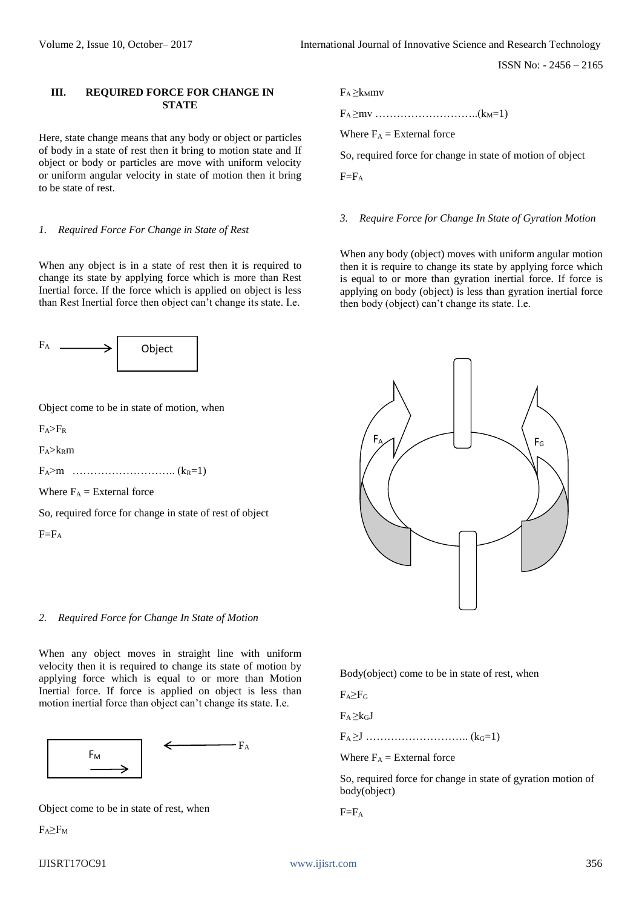## III. REQUIRED FORCE FOR CHANGE IN STATE

Here, state change means that any body or object or particles of body in a state of rest then it bring to motion state and If object or body or particles are move with uniform velocity or uniform angular velocity in state of motion then it bring to be state of rest.

### *1. Required Force For Change in State of Rest*

When any object is in a state of rest then it is required to change its state by applying force which is more than Rest Inertial force. If the force which is applied on object is less than Rest Inertial force then object can't change its state. I.e.

Object come to be in state of motion, when

$F_A > F_R$

$F_A > k_R m$

$F_A > m$ ……………………….. ($k_R = 1$)

Where $F_A$ = External force

So, required force for change in state of rest of object

$F = F_A$

### *2. Required Force for Change In State of Motion*

When any object moves in straight line with uniform velocity then it is required to change its state of motion by applying force which is equal to or more than Motion Inertial force. If force is applied on object is less than motion inertial force than object can't change its state. I.e.

Object come to be in state of rest, when

$F_A \geq F_M$

$F_A \geq k_M mv$

$F_A \geq mv$ ………………………..($k_M = 1$)

Where $F_A$ = External force

So, required force for change in state of motion of object

$F = F_A$

### *3. Require Force for Change In State of Gyration Motion*

When any body (object) moves with uniform angular motion then it is require to change its state by applying force which is equal to or more than gyration inertial force. If force is applying on body (object) is less than gyration inertial force then body (object) can't change its state. I.e.

Body(object) come to be in state of rest, when

$F_A \geq F_G$

$F_A \geq k_G J$

$F_A \geq J$ ……………………….. ($k_G = 1$)

Where $F_A$ = External force

So, required force for change in state of gyration motion of body(object)

$F = F_A$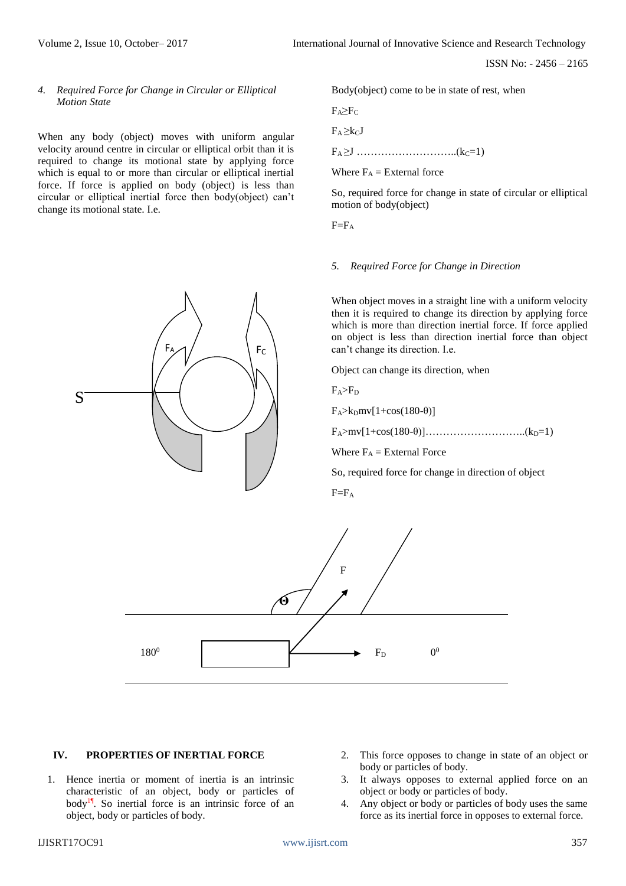*4. Required Force for Change in Circular or Elliptical Motion State*

When any body (object) moves with uniform angular velocity around centre in circular or elliptical orbit than it is required to change its motional state by applying force which is equal to or more than circular or elliptical inertial force. If force is applied on body (object) is less than circular or elliptical inertial force then body(object) can't change its motional state. I.e.

Body(object) come to be in state of rest, when

$F_A \geq F_C$

$F_A \geq k_C J$

$F_A \geq J$ ………………………..($k_C=1$)

Where $F_A$ = External force

So, required force for change in state of circular or elliptical motion of body(object)

$F=F_A$

*5. Required Force for Change in Direction*

When object moves in a straight line with a uniform velocity then it is required to change its direction by applying force which is more than direction inertial force. If force applied on object is less than direction inertial force than object can't change its direction. I.e.

Object can change its direction, when

$F_A > F_D$

$F_A > k_D mv[1+\cos(180-\theta)]$

$F_A > mv[1+\cos(180-\theta)]$………………………..($k_D=1$)

Where $F_A$ = External Force

So, required force for change in direction of object

$F=F_A$

## IV. PROPERTIES OF INERTIAL FORCE

1. Hence inertia or moment of inertia is an intrinsic characteristic of an object, body or particles of body[1]. So inertial force is an intrinsic force of an object, body or particles of body.
2. This force opposes to change in state of an object or body or particles of body.
3. It always opposes to external applied force on an object or body or particles of body.
4. Any object or body or particles of body uses the same force as its inertial force in opposes to external force.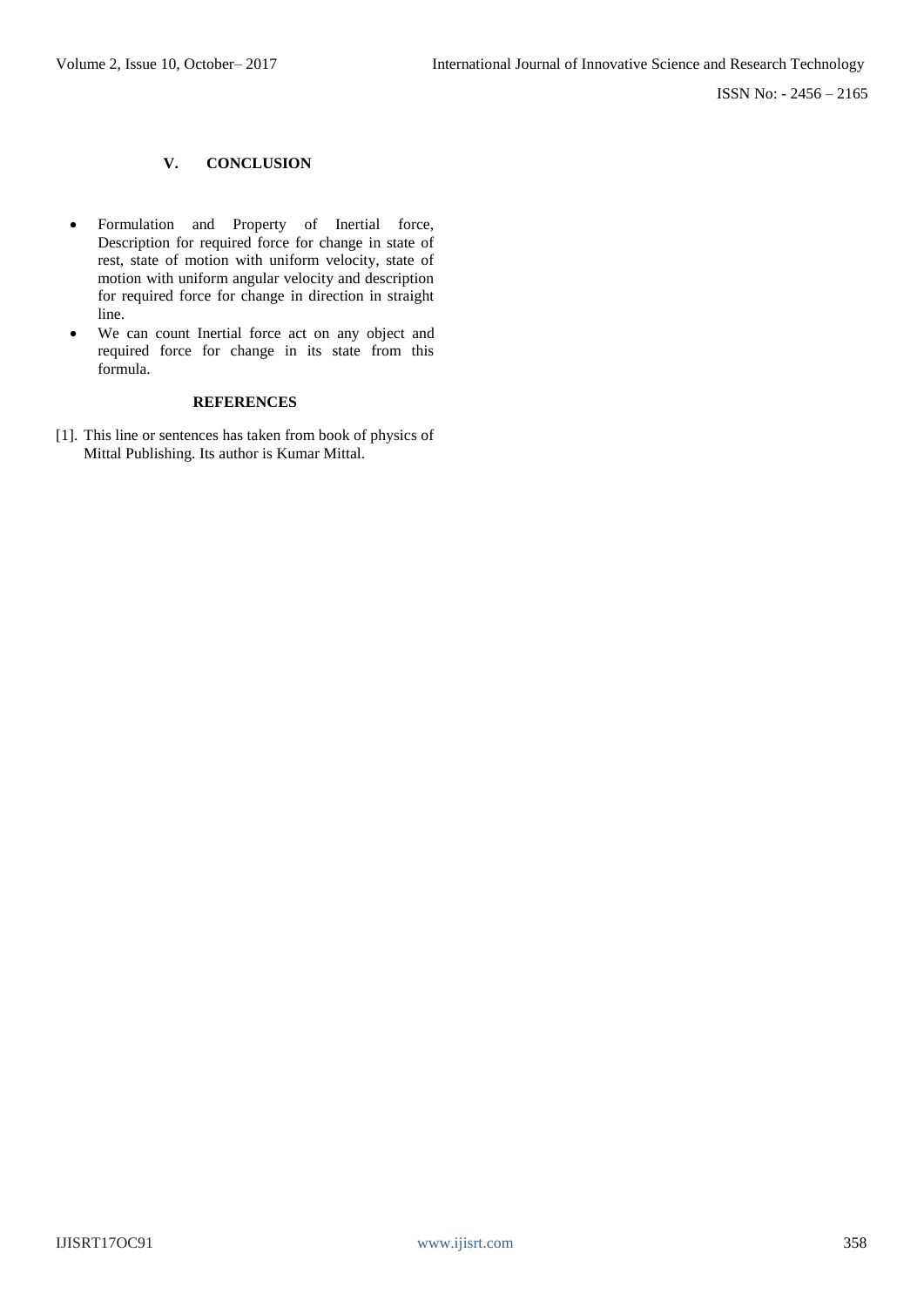## V. CONCLUSION

- Formulation and Property of Inertial force, Description for required force for change in state of rest, state of motion with uniform velocity, state of motion with uniform angular velocity and description for required force for change in direction in straight line.
- We can count Inertial force act on any object and required force for change in its state from this formula.

## REFERENCES

[1]. This line or sentences has taken from book of physics of Mittal Publishing. Its author is Kumar Mittal.